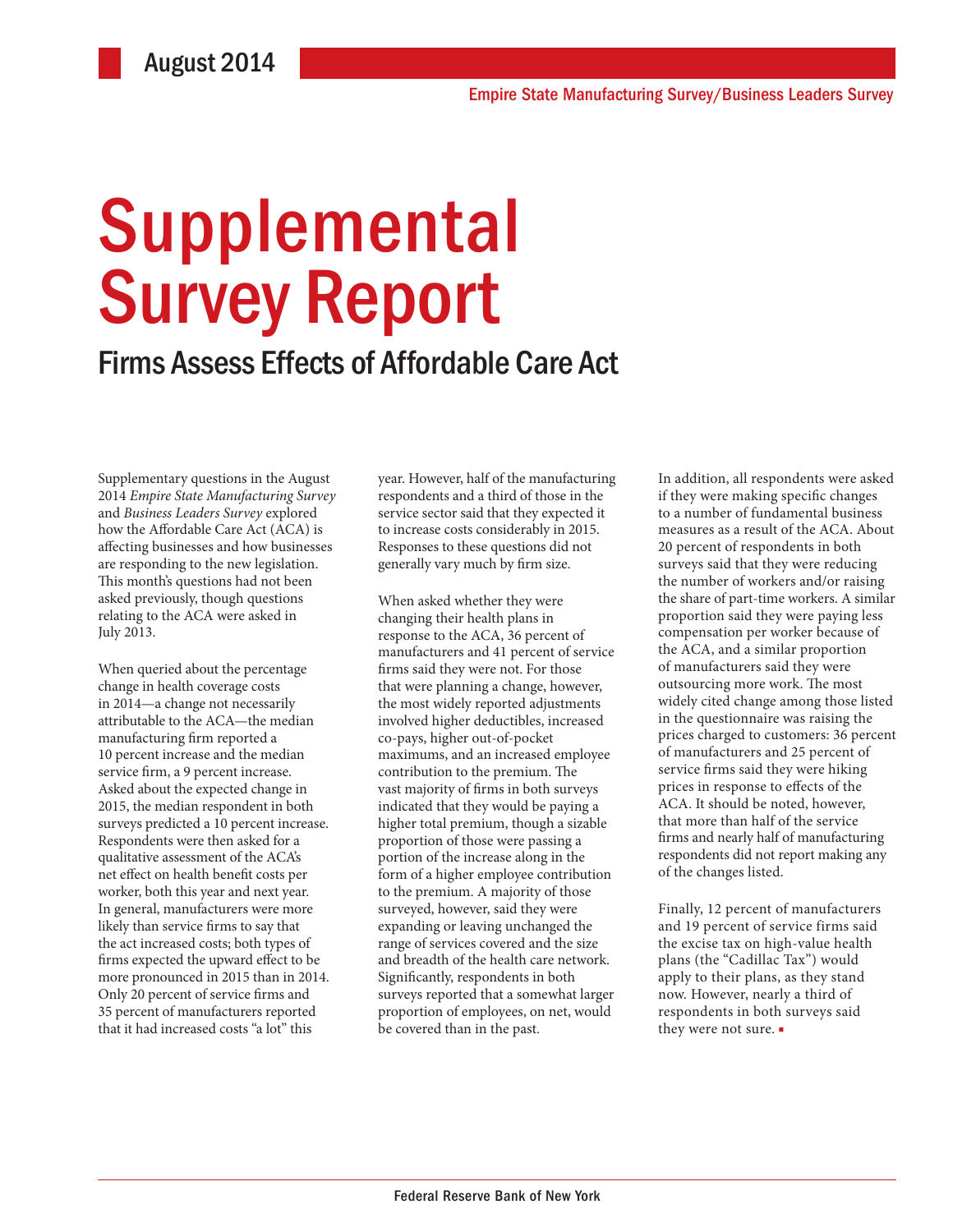August 2014

Empire State Manufacturing Survey/Business Leaders Survey

# Supplemental Survey Report

## Firms Assess Effects of Affordable Care Act

Supplementary questions in the August 2014 *Empire State Manufacturing Survey* and *Business Leaders Survey* explored how the Affordable Care Act (ACA) is affecting businesses and how businesses are responding to the new legislation. This month's questions had not been asked previously, though questions relating to the ACA were asked in July 2013.

When queried about the percentage change in health coverage costs in 2014—a change not necessarily attributable to the ACA—the median manufacturing firm reported a 10 percent increase and the median service firm, a 9 percent increase. Asked about the expected change in 2015, the median respondent in both surveys predicted a 10 percent increase. Respondents were then asked for a qualitative assessment of the ACA's net effect on health benefit costs per worker, both this year and next year. In general, manufacturers were more likely than service firms to say that the act increased costs; both types of firms expected the upward effect to be more pronounced in 2015 than in 2014. Only 20 percent of service firms and 35 percent of manufacturers reported that it had increased costs "a lot" this year. However, half of the manufacturing respondents and a third of those in the service sector said that they expected it to increase costs considerably in 2015. Responses to these questions did not generally vary much by firm size.

When asked whether they were changing their health plans in response to the ACA, 36 percent of manufacturers and 41 percent of service firms said they were not. For those that were planning a change, however, the most widely reported adjustments involved higher deductibles, increased co-pays, higher out-of-pocket maximums, and an increased employee contribution to the premium. The vast majority of firms in both surveys indicated that they would be paying a higher total premium, though a sizable proportion of those were passing a portion of the increase along in the form of a higher employee contribution to the premium. A majority of those surveyed, however, said they were expanding or leaving unchanged the range of services covered and the size and breadth of the health care network. Significantly, respondents in both surveys reported that a somewhat larger proportion of employees, on net, would be covered than in the past.

In addition, all respondents were asked if they were making specific changes to a number of fundamental business measures as a result of the ACA. About 20 percent of respondents in both surveys said that they were reducing the number of workers and/or raising the share of part-time workers. A similar proportion said they were paying less compensation per worker because of the ACA, and a similar proportion of manufacturers said they were outsourcing more work. The most widely cited change among those listed in the questionnaire was raising the prices charged to customers: 36 percent of manufacturers and 25 percent of service firms said they were hiking prices in response to effects of the ACA. It should be noted, however, that more than half of the service firms and nearly half of manufacturing respondents did not report making any of the changes listed.

Finally, 12 percent of manufacturers and 19 percent of service firms said the excise tax on high-value health plans (the "Cadillac Tax") would apply to their plans, as they stand now. However, nearly a third of respondents in both surveys said they were not sure. ▪

Federal Reserve Bank of New York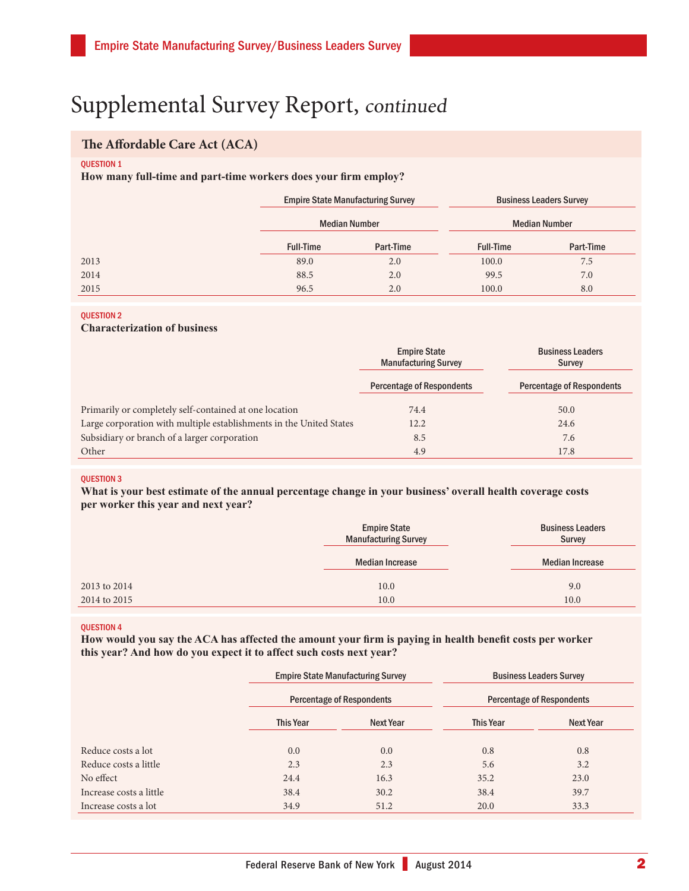# Supplemental Survey Report, *continued*

## The Affordable Care Act (ACA)

QUESTION 1

**How many full-time and part-time workers does your firm employ?**

| | Empire State Manufacturing Survey | | Business Leaders Survey | |
|---|---|---|---|---|
| | Median Number | | Median Number | |
| | Full-Time | Part-Time | Full-Time | Part-Time |
| 2013 | 89.0 | 2.0 | 100.0 | 7.5 |
| 2014 | 88.5 | 2.0 | 99.5 | 7.0 |
| 2015 | 96.5 | 2.0 | 100.0 | 8.0 |

QUESTION 2

**Characterization of business**

| | Empire State Manufacturing Survey | Business Leaders Survey |
|---|---|---|
| | Percentage of Respondents | Percentage of Respondents |
| Primarily or completely self-contained at one location | 74.4 | 50.0 |
| Large corporation with multiple establishments in the United States | 12.2 | 24.6 |
| Subsidiary or branch of a larger corporation | 8.5 | 7.6 |
| Other | 4.9 | 17.8 |

QUESTION 3

**What is your best estimate of the annual percentage change in your business' overall health coverage costs per worker this year and next year?**

| | Empire State Manufacturing Survey | Business Leaders Survey |
|---|---|---|
| | Median Increase | Median Increase |
| 2013 to 2014 | 10.0 | 9.0 |
| 2014 to 2015 | 10.0 | 10.0 |

QUESTION 4

**How would you say the ACA has affected the amount your firm is paying in health benefit costs per worker this year? And how do you expect it to affect such costs next year?**

| | Empire State Manufacturing Survey | | Business Leaders Survey | |
|---|---|---|---|---|
| | Percentage of Respondents | | Percentage of Respondents | |
| | This Year | Next Year | This Year | Next Year |
| Reduce costs a lot | 0.0 | 0.0 | 0.8 | 0.8 |
| Reduce costs a little | 2.3 | 2.3 | 5.6 | 3.2 |
| No effect | 24.4 | 16.3 | 35.2 | 23.0 |
| Increase costs a little | 38.4 | 30.2 | 38.4 | 39.7 |
| Increase costs a lot | 34.9 | 51.2 | 20.0 | 33.3 |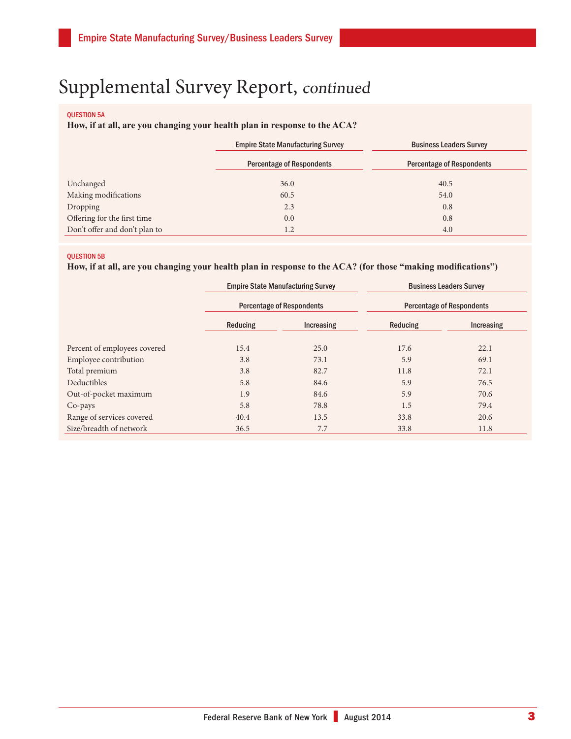# Supplemental Survey Report, *continued*

QUESTION 5A

**How, if at all, are you changing your health plan in response to the ACA?**

| | Empire State Manufacturing Survey | Business Leaders Survey |
|---|---|---|
| | Percentage of Respondents | Percentage of Respondents |
| Unchanged | 36.0 | 40.5 |
| Making modifications | 60.5 | 54.0 |
| Dropping | 2.3 | 0.8 |
| Offering for the first time | 0.0 | 0.8 |
| Don't offer and don't plan to | 1.2 | 4.0 |

QUESTION 5B

**How, if at all, are you changing your health plan in response to the ACA? (for those "making modifications")**

| | Empire State Manufacturing Survey | | Business Leaders Survey | |
|---|---|---|---|---|
| | Percentage of Respondents | | Percentage of Respondents | |
| | Reducing | Increasing | Reducing | Increasing |
| Percent of employees covered | 15.4 | 25.0 | 17.6 | 22.1 |
| Employee contribution | 3.8 | 73.1 | 5.9 | 69.1 |
| Total premium | 3.8 | 82.7 | 11.8 | 72.1 |
| Deductibles | 5.8 | 84.6 | 5.9 | 76.5 |
| Out-of-pocket maximum | 1.9 | 84.6 | 5.9 | 70.6 |
| Co-pays | 5.8 | 78.8 | 1.5 | 79.4 |
| Range of services covered | 40.4 | 13.5 | 33.8 | 20.6 |
| Size/breadth of network | 36.5 | 7.7 | 33.8 | 11.8 |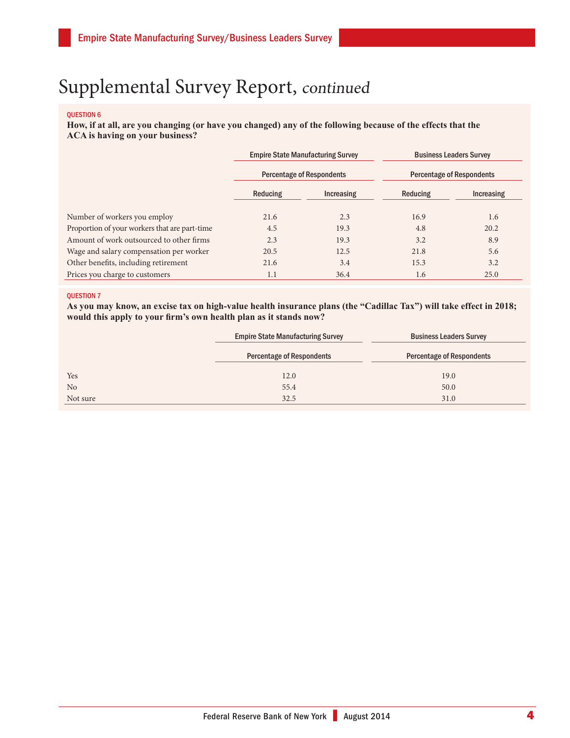# Supplemental Survey Report, *continued*

QUESTION 6

**How, if at all, are you changing (or have you changed) any of the following because of the effects that the ACA is having on your business?**

| | Empire State Manufacturing Survey | | Business Leaders Survey | |
|---|---|---|---|---|
| | Percentage of Respondents | | Percentage of Respondents | |
| | Reducing | Increasing | Reducing | Increasing |
| Number of workers you employ | 21.6 | 2.3 | 16.9 | 1.6 |
| Proportion of your workers that are part-time | 4.5 | 19.3 | 4.8 | 20.2 |
| Amount of work outsourced to other firms | 2.3 | 19.3 | 3.2 | 8.9 |
| Wage and salary compensation per worker | 20.5 | 12.5 | 21.8 | 5.6 |
| Other benefits, including retirement | 21.6 | 3.4 | 15.3 | 3.2 |
| Prices you charge to customers | 1.1 | 36.4 | 1.6 | 25.0 |

QUESTION 7

**As you may know, an excise tax on high-value health insurance plans (the "Cadillac Tax") will take effect in 2018; would this apply to your firm's own health plan as it stands now?**

| | Empire State Manufacturing Survey | Business Leaders Survey |
|---|---|---|
| | Percentage of Respondents | Percentage of Respondents |
| Yes | 12.0 | 19.0 |
| No | 55.4 | 50.0 |
| Not sure | 32.5 | 31.0 |